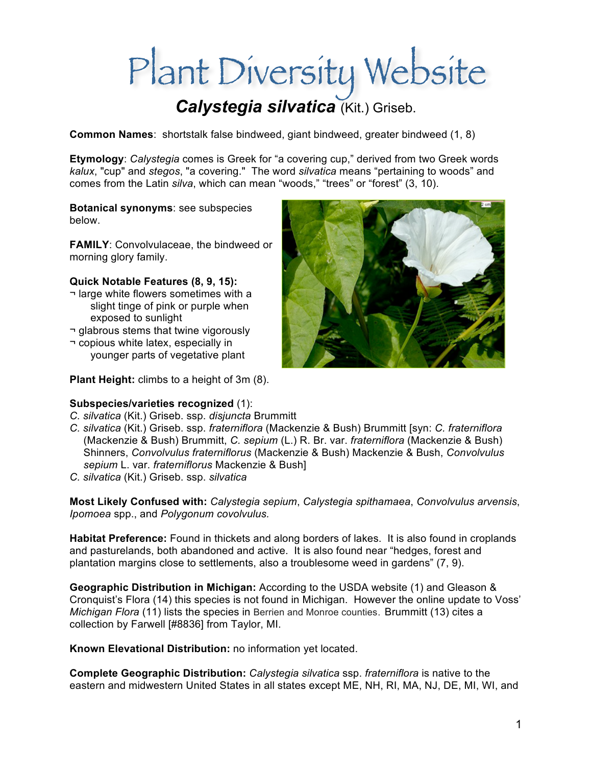# Plant Diversity Website

## *Calystegia silvatica* (Kit.) Griseb.

**Common Names**: shortstalk false bindweed, giant bindweed, greater bindweed (1, 8)

**Etymology**: *Calystegia* comes is Greek for "a covering cup," derived from two Greek words *kalux*, "cup" and *stegos*, "a covering." The word *silvatica* means "pertaining to woods" and comes from the Latin *silva*, which can mean "woods," "trees" or "forest" (3, 10).

**Botanical synonyms**: see subspecies below.

**FAMILY**: Convolvulaceae, the bindweed or morning glory family.

**Quick Notable Features (8, 9, 15):**

¬ large white flowers sometimes with a slight tinge of pink or purple when exposed to sunlight
¬ glabrous stems that twine vigorously
¬ copious white latex, especially in younger parts of vegetative plant

**Plant Height:** climbs to a height of 3m (8).

**Subspecies/varieties recognized** (1):

*C. silvatica* (Kit.) Griseb. ssp. *disjuncta* Brummitt
*C. silvatica* (Kit.) Griseb. ssp. *fraterniflora* (Mackenzie & Bush) Brummitt [syn: *C. fraterniflora* (Mackenzie & Bush) Brummitt, *C. sepium* (L.) R. Br. var. *fraterniflora* (Mackenzie & Bush) Shinners, *Convolvulus fraterniflorus* (Mackenzie & Bush) Mackenzie & Bush, *Convolvulus sepium* L. var. *fraterniflorus* Mackenzie & Bush]
*C. silvatica* (Kit.) Griseb. ssp. *silvatica*

**Most Likely Confused with:** *Calystegia sepium*, *Calystegia spithamaea*, *Convolvulus arvensis*, *Ipomoea* spp., and *Polygonum covolvulus.*

**Habitat Preference:** Found in thickets and along borders of lakes. It is also found in croplands and pasturelands, both abandoned and active. It is also found near "hedges, forest and plantation margins close to settlements, also a troublesome weed in gardens" (7, 9).

**Geographic Distribution in Michigan:** According to the USDA website (1) and Gleason & Cronquist's Flora (14) this species is not found in Michigan. However the online update to Voss' *Michigan Flora* (11) lists the species in Berrien and Monroe counties. Brummitt (13) cites a collection by Farwell [#8836] from Taylor, MI.

**Known Elevational Distribution:** no information yet located.

**Complete Geographic Distribution:** *Calystegia silvatica* ssp. *fraterniflora* is native to the eastern and midwestern United States in all states except ME, NH, RI, MA, NJ, DE, MI, WI, and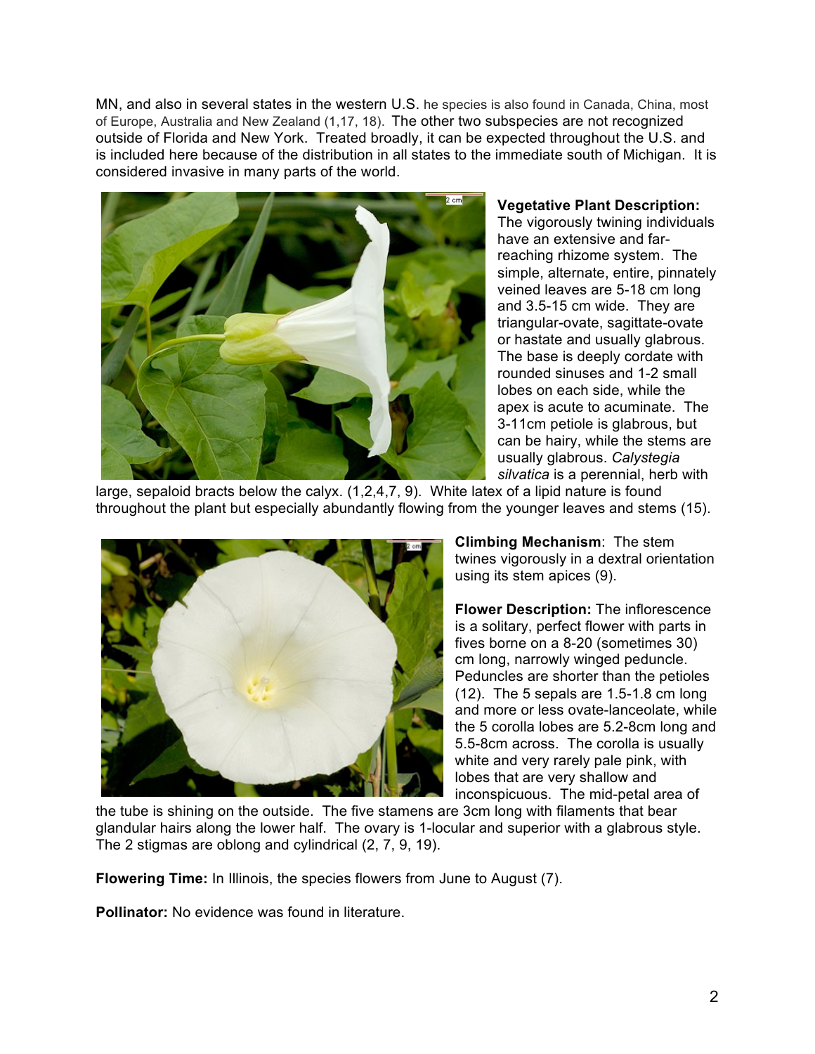MN, and also in several states in the western U.S. he species is also found in Canada, China, most of Europe, Australia and New Zealand (1,17, 18). The other two subspecies are not recognized outside of Florida and New York. Treated broadly, it can be expected throughout the U.S. and is included here because of the distribution in all states to the immediate south of Michigan. It is considered invasive in many parts of the world.

**Vegetative Plant Description:** The vigorously twining individuals have an extensive and far-reaching rhizome system. The simple, alternate, entire, pinnately veined leaves are 5-18 cm long and 3.5-15 cm wide. They are triangular-ovate, sagittate-ovate or hastate and usually glabrous. The base is deeply cordate with rounded sinuses and 1-2 small lobes on each side, while the apex is acute to acuminate. The 3-11cm petiole is glabrous, but can be hairy, while the stems are usually glabrous. *Calystegia silvatica* is a perennial, herb with large, sepaloid bracts below the calyx. (1,2,4,7, 9). White latex of a lipid nature is found throughout the plant but especially abundantly flowing from the younger leaves and stems (15).

**Climbing Mechanism**: The stem twines vigorously in a dextral orientation using its stem apices (9).

**Flower Description:** The inflorescence is a solitary, perfect flower with parts in fives borne on a 8-20 (sometimes 30) cm long, narrowly winged peduncle. Peduncles are shorter than the petioles (12). The 5 sepals are 1.5-1.8 cm long and more or less ovate-lanceolate, while the 5 corolla lobes are 5.2-8cm long and 5.5-8cm across. The corolla is usually white and very rarely pale pink, with lobes that are very shallow and inconspicuous. The mid-petal area of the tube is shining on the outside. The five stamens are 3cm long with filaments that bear glandular hairs along the lower half. The ovary is 1-locular and superior with a glabrous style. The 2 stigmas are oblong and cylindrical (2, 7, 9, 19).

**Flowering Time:** In Illinois, the species flowers from June to August (7).

**Pollinator:** No evidence was found in literature.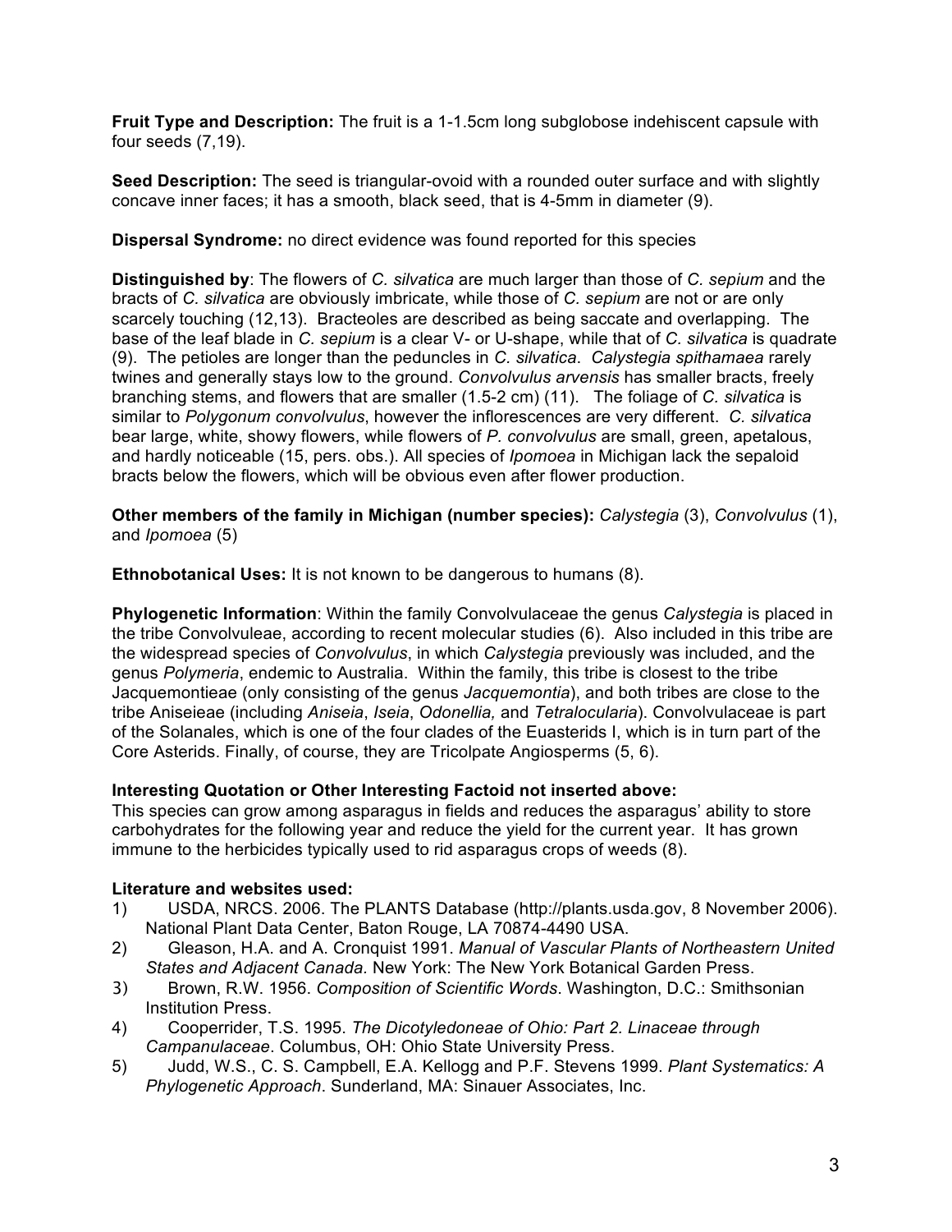**Fruit Type and Description:** The fruit is a 1-1.5cm long subglobose indehiscent capsule with four seeds (7,19).

**Seed Description:** The seed is triangular-ovoid with a rounded outer surface and with slightly concave inner faces; it has a smooth, black seed, that is 4-5mm in diameter (9).

**Dispersal Syndrome:** no direct evidence was found reported for this species

**Distinguished by**: The flowers of *C. silvatica* are much larger than those of *C. sepium* and the bracts of *C. silvatica* are obviously imbricate, while those of *C. sepium* are not or are only scarcely touching (12,13). Bracteoles are described as being saccate and overlapping. The base of the leaf blade in *C. sepium* is a clear V- or U-shape, while that of *C. silvatica* is quadrate (9). The petioles are longer than the peduncles in *C. silvatica*. *Calystegia spithamaea* rarely twines and generally stays low to the ground. *Convolvulus arvensis* has smaller bracts, freely branching stems, and flowers that are smaller (1.5-2 cm) (11). The foliage of *C. silvatica* is similar to *Polygonum convolvulus*, however the inflorescences are very different. *C. silvatica* bear large, white, showy flowers, while flowers of *P. convolvulus* are small, green, apetalous, and hardly noticeable (15, pers. obs.). All species of *Ipomoea* in Michigan lack the sepaloid bracts below the flowers, which will be obvious even after flower production.

**Other members of the family in Michigan (number species):** *Calystegia* (3), *Convolvulus* (1), and *Ipomoea* (5)

**Ethnobotanical Uses:** It is not known to be dangerous to humans (8).

**Phylogenetic Information**: Within the family Convolvulaceae the genus *Calystegia* is placed in the tribe Convolvuleae, according to recent molecular studies (6). Also included in this tribe are the widespread species of *Convolvulus*, in which *Calystegia* previously was included, and the genus *Polymeria*, endemic to Australia. Within the family, this tribe is closest to the tribe Jacquemontieae (only consisting of the genus *Jacquemontia*), and both tribes are close to the tribe Aniseieae (including *Aniseia*, *Iseia*, *Odonellia,* and *Tetralocularia*). Convolvulaceae is part of the Solanales, which is one of the four clades of the Euasterids I, which is in turn part of the Core Asterids. Finally, of course, they are Tricolpate Angiosperms (5, 6).

**Interesting Quotation or Other Interesting Factoid not inserted above:**
This species can grow among asparagus in fields and reduces the asparagus' ability to store carbohydrates for the following year and reduce the yield for the current year. It has grown immune to the herbicides typically used to rid asparagus crops of weeds (8).

**Literature and websites used:**

1) USDA, NRCS. 2006. The PLANTS Database (http://plants.usda.gov, 8 November 2006). National Plant Data Center, Baton Rouge, LA 70874-4490 USA.
2) Gleason, H.A. and A. Cronquist 1991. *Manual of Vascular Plants of Northeastern United States and Adjacent Canada*. New York: The New York Botanical Garden Press.
3) Brown, R.W. 1956. *Composition of Scientific Words*. Washington, D.C.: Smithsonian Institution Press.
4) Cooperrider, T.S. 1995. *The Dicotyledoneae of Ohio: Part 2. Linaceae through Campanulaceae*. Columbus, OH: Ohio State University Press.
5) Judd, W.S., C. S. Campbell, E.A. Kellogg and P.F. Stevens 1999. *Plant Systematics: A Phylogenetic Approach*. Sunderland, MA: Sinauer Associates, Inc.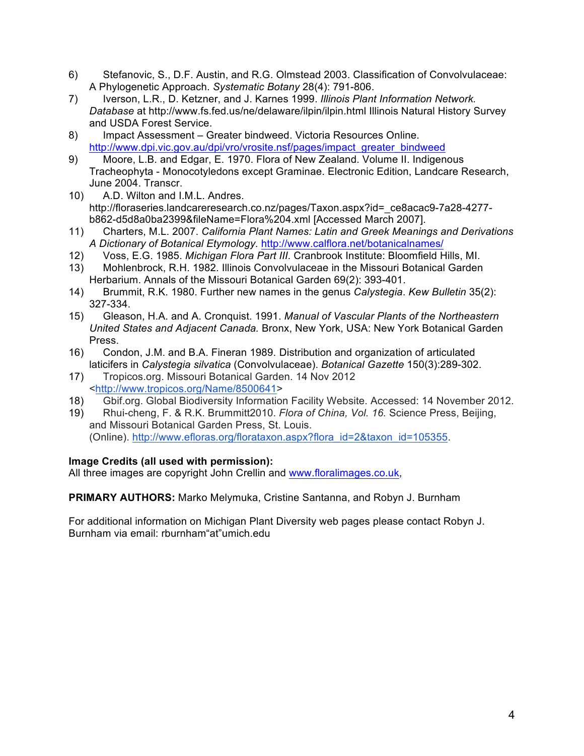6) Stefanovic, S., D.F. Austin, and R.G. Olmstead 2003. Classification of Convolvulaceae: A Phylogenetic Approach. *Systematic Botany* 28(4): 791-806.
7) Iverson, L.R., D. Ketzner, and J. Karnes 1999. *Illinois Plant Information Network. Database* at http://www.fs.fed.us/ne/delaware/ilpin/ilpin.html Illinois Natural History Survey and USDA Forest Service.
8) Impact Assessment – Greater bindweed. Victoria Resources Online. http://www.dpi.vic.gov.au/dpi/vro/vrosite.nsf/pages/impact_greater_bindweed
9) Moore, L.B. and Edgar, E. 1970. Flora of New Zealand. Volume II. Indigenous Tracheophyta - Monocotyledons except Graminae. Electronic Edition, Landcare Research, June 2004. Transcr.
10) A.D. Wilton and I.M.L. Andres. http://floraseries.landcareresearch.co.nz/pages/Taxon.aspx?id=_ce8acac9-7a28-4277-b862-d5d8a0ba2399&fileName=Flora%204.xml [Accessed March 2007].
11) Charters, M.L. 2007. *California Plant Names: Latin and Greek Meanings and Derivations A Dictionary of Botanical Etymology.* http://www.calflora.net/botanicalnames/
12) Voss, E.G. 1985. *Michigan Flora Part III*. Cranbrook Institute: Bloomfield Hills, MI.
13) Mohlenbrock, R.H. 1982. Illinois Convolvulaceae in the Missouri Botanical Garden Herbarium. Annals of the Missouri Botanical Garden 69(2): 393-401.
14) Brummit, R.K. 1980. Further new names in the genus *Calystegia*. *Kew Bulletin* 35(2): 327-334.
15) Gleason, H.A. and A. Cronquist. 1991. *Manual of Vascular Plants of the Northeastern United States and Adjacent Canada.* Bronx, New York, USA: New York Botanical Garden Press.
16) Condon, J.M. and B.A. Fineran 1989. Distribution and organization of articulated laticifers in *Calystegia silvatica* (Convolvulaceae). *Botanical Gazette* 150(3):289-302.
17) Tropicos.org. Missouri Botanical Garden. 14 Nov 2012 <http://www.tropicos.org/Name/8500641>
18) Gbif.org. Global Biodiversity Information Facility Website. Accessed: 14 November 2012.
19) Rhui-cheng, F. & R.K. Brummitt2010. *Flora of China, Vol. 16.* Science Press, Beijing, and Missouri Botanical Garden Press, St. Louis. (Online). http://www.efloras.org/florataxon.aspx?flora_id=2&taxon_id=105355.

**Image Credits (all used with permission):**
All three images are copyright John Crellin and www.floralimages.co.uk,

**PRIMARY AUTHORS:** Marko Melymuka, Cristine Santanna, and Robyn J. Burnham

For additional information on Michigan Plant Diversity web pages please contact Robyn J. Burnham via email: rburnham"at"umich.edu